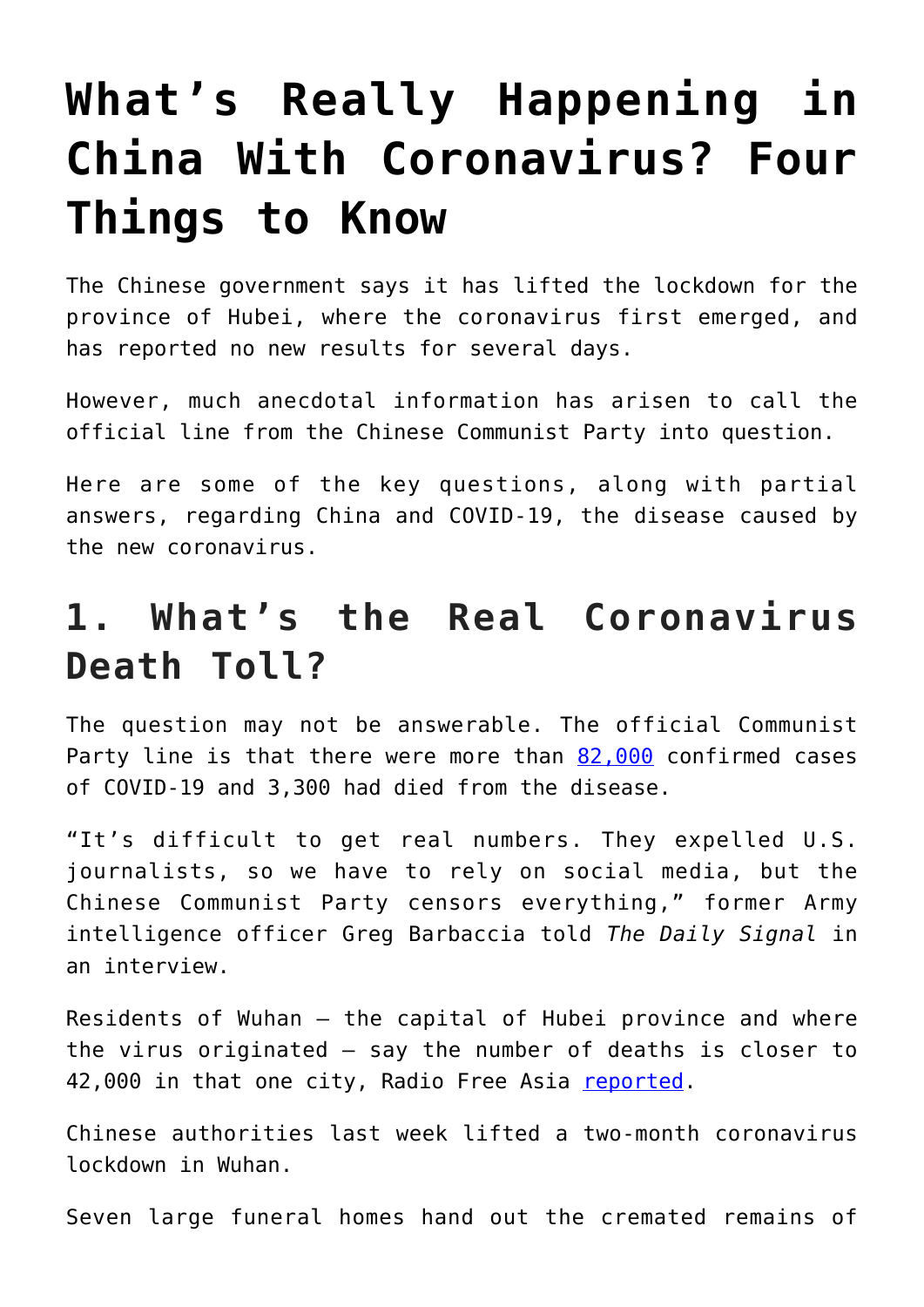# What's Really Happening in China With Coronavirus? Four Things to Know

The Chinese government says it has lifted the lockdown for the province of Hubei, where the coronavirus first emerged, and has reported no new results for several days.

However, much anecdotal information has arisen to call the official line from the Chinese Communist Party into question.

Here are some of the key questions, along with partial answers, regarding China and COVID-19, the disease caused by the new coronavirus.

## 1. What's the Real Coronavirus Death Toll?

The question may not be answerable. The official Communist Party line is that there were more than 82,000 confirmed cases of COVID-19 and 3,300 had died from the disease.

"It's difficult to get real numbers. They expelled U.S. journalists, so we have to rely on social media, but the Chinese Communist Party censors everything," former Army intelligence officer Greg Barbaccia told *The Daily Signal* in an interview.

Residents of Wuhan – the capital of Hubei province and where the virus originated – say the number of deaths is closer to 42,000 in that one city, Radio Free Asia reported.

Chinese authorities last week lifted a two-month coronavirus lockdown in Wuhan.

Seven large funeral homes hand out the cremated remains of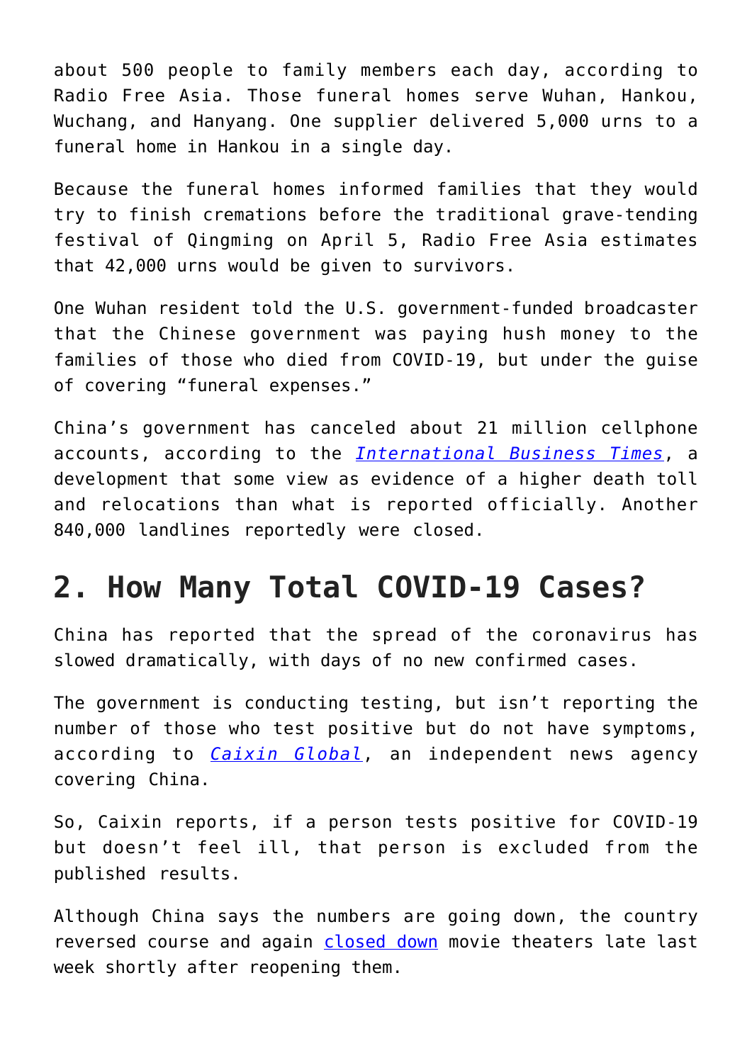about 500 people to family members each day, according to Radio Free Asia. Those funeral homes serve Wuhan, Hankou, Wuchang, and Hanyang. One supplier delivered 5,000 urns to a funeral home in Hankou in a single day.

Because the funeral homes informed families that they would try to finish cremations before the traditional grave-tending festival of Qingming on April 5, Radio Free Asia estimates that 42,000 urns would be given to survivors.

One Wuhan resident told the U.S. government-funded broadcaster that the Chinese government was paying hush money to the families of those who died from COVID-19, but under the guise of covering "funeral expenses."

China's government has canceled about 21 million cellphone accounts, according to the *International Business Times*, a development that some view as evidence of a higher death toll and relocations than what is reported officially. Another 840,000 landlines reportedly were closed.

## 2. How Many Total COVID-19 Cases?

China has reported that the spread of the coronavirus has slowed dramatically, with days of no new confirmed cases.

The government is conducting testing, but isn't reporting the number of those who test positive but do not have symptoms, according to *Caixin Global*, an independent news agency covering China.

So, Caixin reports, if a person tests positive for COVID-19 but doesn't feel ill, that person is excluded from the published results.

Although China says the numbers are going down, the country reversed course and again closed down movie theaters late last week shortly after reopening them.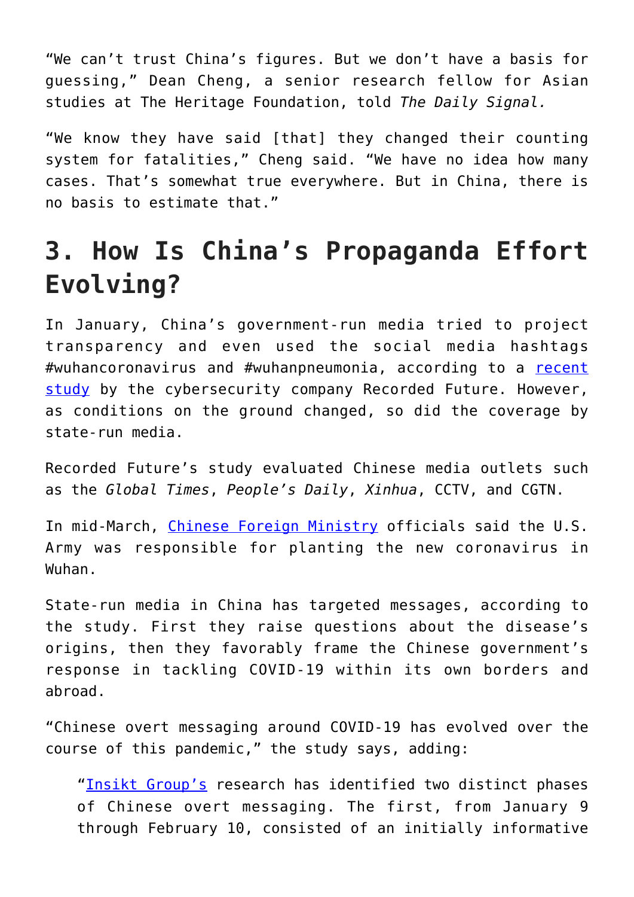"We can't trust China's figures. But we don't have a basis for guessing," Dean Cheng, a senior research fellow for Asian studies at The Heritage Foundation, told *The Daily Signal.*

"We know they have said [that] they changed their counting system for fatalities," Cheng said. "We have no idea how many cases. That's somewhat true everywhere. But in China, there is no basis to estimate that."

## 3. How Is China's Propaganda Effort Evolving?

In January, China's government-run media tried to project transparency and even used the social media hashtags #wuhancoronavirus and #wuhanpneumonia, according to a recent study by the cybersecurity company Recorded Future. However, as conditions on the ground changed, so did the coverage by state-run media.

Recorded Future's study evaluated Chinese media outlets such as the *Global Times*, *People's Daily*, *Xinhua*, CCTV, and CGTN.

In mid-March, Chinese Foreign Ministry officials said the U.S. Army was responsible for planting the new coronavirus in Wuhan.

State-run media in China has targeted messages, according to the study. First they raise questions about the disease's origins, then they favorably frame the Chinese government's response in tackling COVID-19 within its own borders and abroad.

"Chinese overt messaging around COVID-19 has evolved over the course of this pandemic," the study says, adding:

> "Insikt Group's research has identified two distinct phases of Chinese overt messaging. The first, from January 9 through February 10, consisted of an initially informative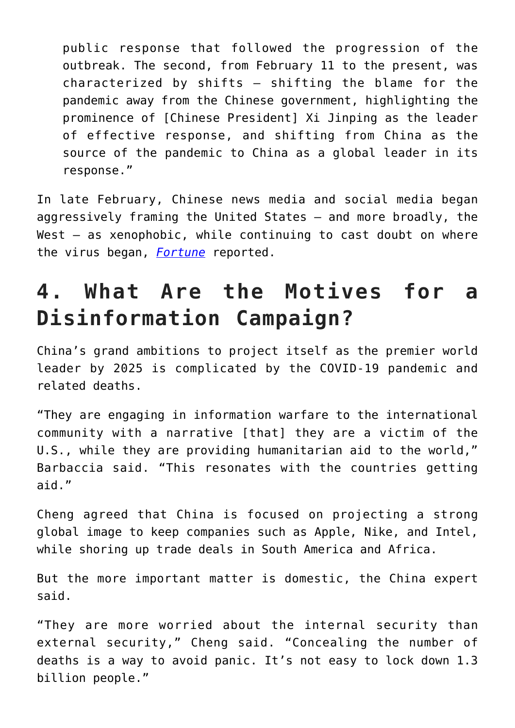> public response that followed the progression of the outbreak. The second, from February 11 to the present, was characterized by shifts – shifting the blame for the pandemic away from the Chinese government, highlighting the prominence of [Chinese President] Xi Jinping as the leader of effective response, and shifting from China as the source of the pandemic to China as a global leader in its response."

In late February, Chinese news media and social media began aggressively framing the United States – and more broadly, the West – as xenophobic, while continuing to cast doubt on where the virus began, *Fortune* reported.

## 4. What Are the Motives for a Disinformation Campaign?

China's grand ambitions to project itself as the premier world leader by 2025 is complicated by the COVID-19 pandemic and related deaths.

"They are engaging in information warfare to the international community with a narrative [that] they are a victim of the U.S., while they are providing humanitarian aid to the world," Barbaccia said. "This resonates with the countries getting aid."

Cheng agreed that China is focused on projecting a strong global image to keep companies such as Apple, Nike, and Intel, while shoring up trade deals in South America and Africa.

But the more important matter is domestic, the China expert said.

"They are more worried about the internal security than external security," Cheng said. "Concealing the number of deaths is a way to avoid panic. It's not easy to lock down 1.3 billion people."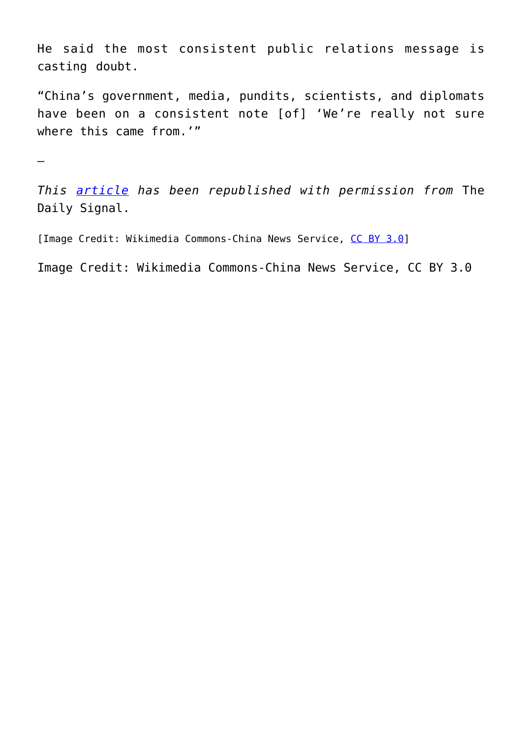He said the most consistent public relations message is casting doubt.

“China’s government, media, pundits, scientists, and diplomats have been on a consistent note [of] ‘We’re really not sure where this came from.’”

—

*This article has been republished with permission from* The Daily Signal.

[Image Credit: Wikimedia Commons-China News Service, CC BY 3.0]

Image Credit: Wikimedia Commons-China News Service, CC BY 3.0